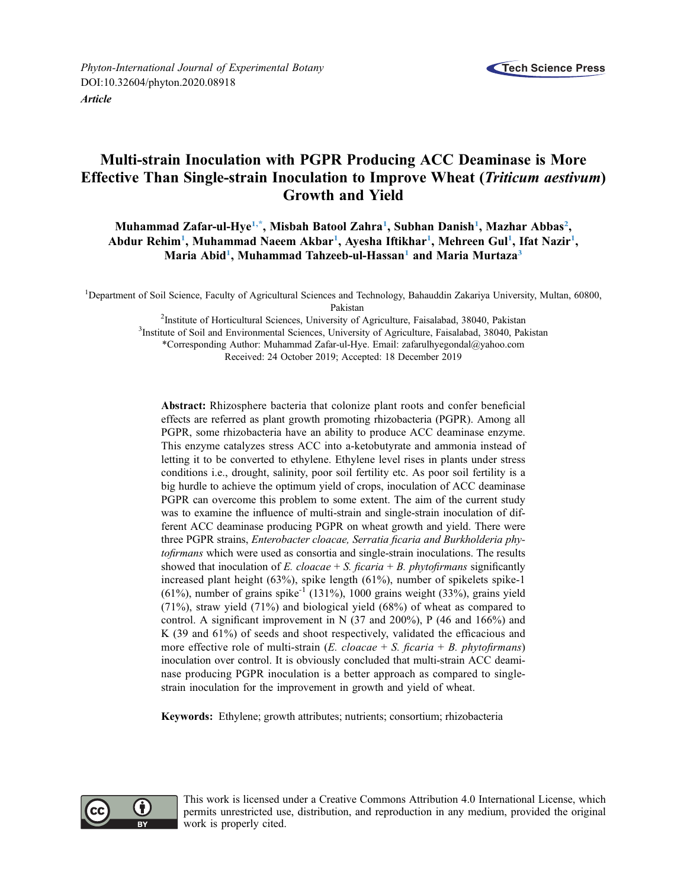Phyton-International Journal of Experimental Botany
DOI:10.32604/phyton.2020.08918

*Article*

# Multi-strain Inoculation with PGPR Producing ACC Deaminase is More Effective Than Single-strain Inoculation to Improve Wheat (*Triticum aestivum*) Growth and Yield

**Muhammad Zafar-ul-Hye[1,*], Misbah Batool Zahra[1], Subhan Danish[1], Mazhar Abbas[2], Abdur Rehim[1], Muhammad Naeem Akbar[1], Ayesha Iftikhar[1], Mehreen Gul[1], Ifat Nazir[1], Maria Abid[1], Muhammad Tahzeeb-ul-Hassan[1] and Maria Murtaza[3]**

[1]Department of Soil Science, Faculty of Agricultural Sciences and Technology, Bahauddin Zakariya University, Multan, 60800, Pakistan

[2]Institute of Horticultural Sciences, University of Agriculture, Faisalabad, 38040, Pakistan

[3]Institute of Soil and Environmental Sciences, University of Agriculture, Faisalabad, 38040, Pakistan

*Corresponding Author: Muhammad Zafar-ul-Hye. Email: zafarulhyegondal@yahoo.com

Received: 24 October 2019; Accepted: 18 December 2019

**Abstract:** Rhizosphere bacteria that colonize plant roots and confer beneficial effects are referred as plant growth promoting rhizobacteria (PGPR). Among all PGPR, some rhizobacteria have an ability to produce ACC deaminase enzyme. This enzyme catalyzes stress ACC into a-ketobutyrate and ammonia instead of letting it to be converted to ethylene. Ethylene level rises in plants under stress conditions i.e., drought, salinity, poor soil fertility etc. As poor soil fertility is a big hurdle to achieve the optimum yield of crops, inoculation of ACC deaminase PGPR can overcome this problem to some extent. The aim of the current study was to examine the influence of multi-strain and single-strain inoculation of different ACC deaminase producing PGPR on wheat growth and yield. There were three PGPR strains, *Enterobacter cloacae, Serratia ficaria and Burkholderia phytofirmans* which were used as consortia and single-strain inoculations. The results showed that inoculation of *E. cloacae* + *S. ficaria* + *B. phytofirmans* significantly increased plant height (63%), spike length (61%), number of spikelets spike-1 (61%), number of grains spike$^{-1}$ (131%), 1000 grains weight (33%), grains yield (71%), straw yield (71%) and biological yield (68%) of wheat as compared to control. A significant improvement in N (37 and 200%), P (46 and 166%) and K (39 and 61%) of seeds and shoot respectively, validated the efficacious and more effective role of multi-strain (*E. cloacae* + *S. ficaria* + *B. phytofirmans*) inoculation over control. It is obviously concluded that multi-strain ACC deaminase producing PGPR inoculation is a better approach as compared to single-strain inoculation for the improvement in growth and yield of wheat.

**Keywords:** Ethylene; growth attributes; nutrients; consortium; rhizobacteria

This work is licensed under a Creative Commons Attribution 4.0 International License, which permits unrestricted use, distribution, and reproduction in any medium, provided the original work is properly cited.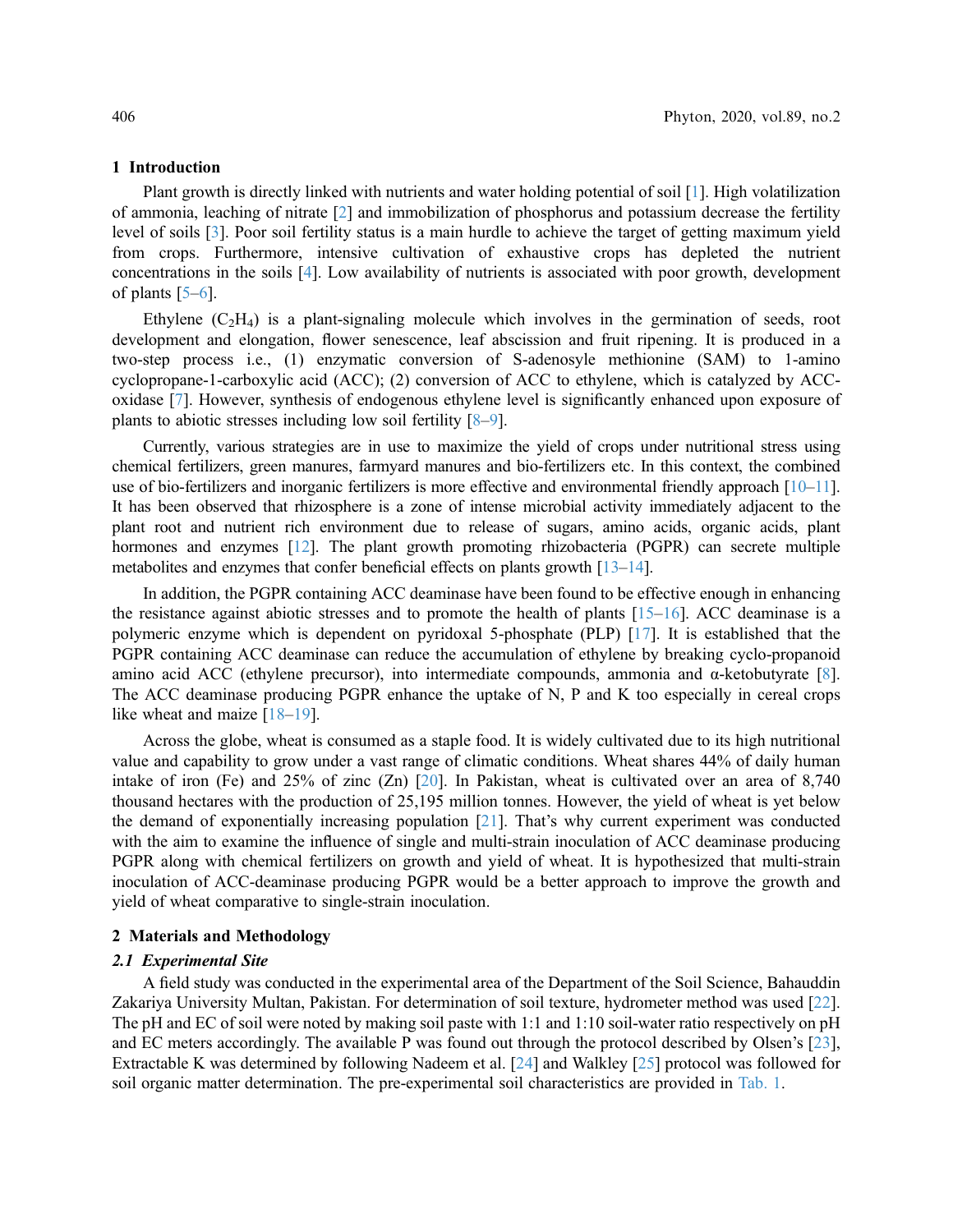## 1 Introduction

Plant growth is directly linked with nutrients and water holding potential of soil [1]. High volatilization of ammonia, leaching of nitrate [2] and immobilization of phosphorus and potassium decrease the fertility level of soils [3]. Poor soil fertility status is a main hurdle to achieve the target of getting maximum yield from crops. Furthermore, intensive cultivation of exhaustive crops has depleted the nutrient concentrations in the soils [4]. Low availability of nutrients is associated with poor growth, development of plants [5–6].

Ethylene ($C_2H_4$) is a plant-signaling molecule which involves in the germination of seeds, root development and elongation, flower senescence, leaf abscission and fruit ripening. It is produced in a two-step process i.e., (1) enzymatic conversion of S-adenosyle methionine (SAM) to 1-amino cyclopropane-1-carboxylic acid (ACC); (2) conversion of ACC to ethylene, which is catalyzed by ACC-oxidase [7]. However, synthesis of endogenous ethylene level is significantly enhanced upon exposure of plants to abiotic stresses including low soil fertility [8–9].

Currently, various strategies are in use to maximize the yield of crops under nutritional stress using chemical fertilizers, green manures, farmyard manures and bio-fertilizers etc. In this context, the combined use of bio-fertilizers and inorganic fertilizers is more effective and environmental friendly approach [10–11]. It has been observed that rhizosphere is a zone of intense microbial activity immediately adjacent to the plant root and nutrient rich environment due to release of sugars, amino acids, organic acids, plant hormones and enzymes [12]. The plant growth promoting rhizobacteria (PGPR) can secrete multiple metabolites and enzymes that confer beneficial effects on plants growth [13–14].

In addition, the PGPR containing ACC deaminase have been found to be effective enough in enhancing the resistance against abiotic stresses and to promote the health of plants [15–16]. ACC deaminase is a polymeric enzyme which is dependent on pyridoxal 5-phosphate (PLP) [17]. It is established that the PGPR containing ACC deaminase can reduce the accumulation of ethylene by breaking cyclo-propanoid amino acid ACC (ethylene precursor), into intermediate compounds, ammonia and α-ketobutyrate [8]. The ACC deaminase producing PGPR enhance the uptake of N, P and K too especially in cereal crops like wheat and maize [18–19].

Across the globe, wheat is consumed as a staple food. It is widely cultivated due to its high nutritional value and capability to grow under a vast range of climatic conditions. Wheat shares 44% of daily human intake of iron (Fe) and 25% of zinc (Zn) [20]. In Pakistan, wheat is cultivated over an area of 8,740 thousand hectares with the production of 25,195 million tonnes. However, the yield of wheat is yet below the demand of exponentially increasing population [21]. That's why current experiment was conducted with the aim to examine the influence of single and multi-strain inoculation of ACC deaminase producing PGPR along with chemical fertilizers on growth and yield of wheat. It is hypothesized that multi-strain inoculation of ACC-deaminase producing PGPR would be a better approach to improve the growth and yield of wheat comparative to single-strain inoculation.

## 2 Materials and Methodology

### 2.1 Experimental Site

A field study was conducted in the experimental area of the Department of the Soil Science, Bahauddin Zakariya University Multan, Pakistan. For determination of soil texture, hydrometer method was used [22]. The pH and EC of soil were noted by making soil paste with 1:1 and 1:10 soil-water ratio respectively on pH and EC meters accordingly. The available P was found out through the protocol described by Olsen's [23], Extractable K was determined by following Nadeem et al. [24] and Walkley [25] protocol was followed for soil organic matter determination. The pre-experimental soil characteristics are provided in Tab. 1.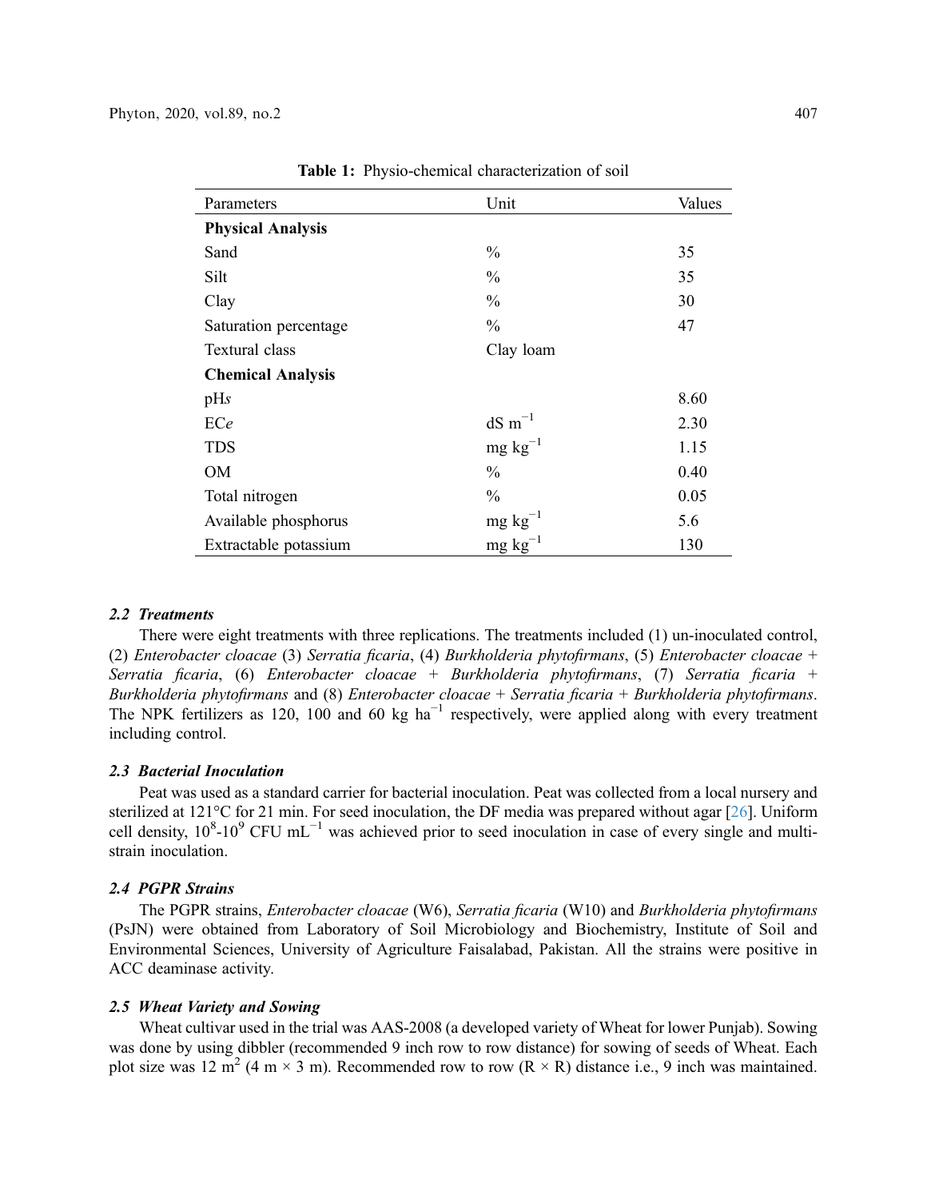**Table 1:** Physio-chemical characterization of soil

| Parameters | Unit | Values |
|---|---|---|
| **Physical Analysis** | | |
| Sand | % | 35 |
| Silt | % | 35 |
| Clay | % | 30 |
| Saturation percentage | % | 47 |
| Textural class | Clay loam | |
| **Chemical Analysis** | | |
| pH*s* | | 8.60 |
| EC*e* | dS $m^{-1}$ | 2.30 |
| TDS | mg $kg^{-1}$ | 1.15 |
| OM | % | 0.40 |
| Total nitrogen | % | 0.05 |
| Available phosphorus | mg $kg^{-1}$ | 5.6 |
| Extractable potassium | mg $kg^{-1}$ | 130 |

### *2.2 Treatments*

There were eight treatments with three replications. The treatments included (1) un-inoculated control, (2) *Enterobacter cloacae* (3) *Serratia ficaria*, (4) *Burkholderia phytofirmans*, (5) *Enterobacter cloacae* + *Serratia ficaria*, (6) *Enterobacter cloacae* + *Burkholderia phytofirmans*, (7) *Serratia ficaria* + *Burkholderia phytofirmans* and (8) *Enterobacter cloacae* + *Serratia ficaria* + *Burkholderia phytofirmans*. The NPK fertilizers as 120, 100 and 60 kg $ha^{-1}$ respectively, were applied along with every treatment including control.

### *2.3 Bacterial Inoculation*

Peat was used as a standard carrier for bacterial inoculation. Peat was collected from a local nursery and sterilized at 121°C for 21 min. For seed inoculation, the DF media was prepared without agar [26]. Uniform cell density, $10^8$-$10^9$ CFU $mL^{-1}$ was achieved prior to seed inoculation in case of every single and multi-strain inoculation.

### *2.4 PGPR Strains*

The PGPR strains, *Enterobacter cloacae* (W6), *Serratia ficaria* (W10) and *Burkholderia phytofirmans* (PsJN) were obtained from Laboratory of Soil Microbiology and Biochemistry, Institute of Soil and Environmental Sciences, University of Agriculture Faisalabad, Pakistan. All the strains were positive in ACC deaminase activity.

### *2.5 Wheat Variety and Sowing*

Wheat cultivar used in the trial was AAS-2008 (a developed variety of Wheat for lower Punjab). Sowing was done by using dibbler (recommended 9 inch row to row distance) for sowing of seeds of Wheat. Each plot size was 12 $m^2$ (4 m × 3 m). Recommended row to row (R × R) distance i.e., 9 inch was maintained.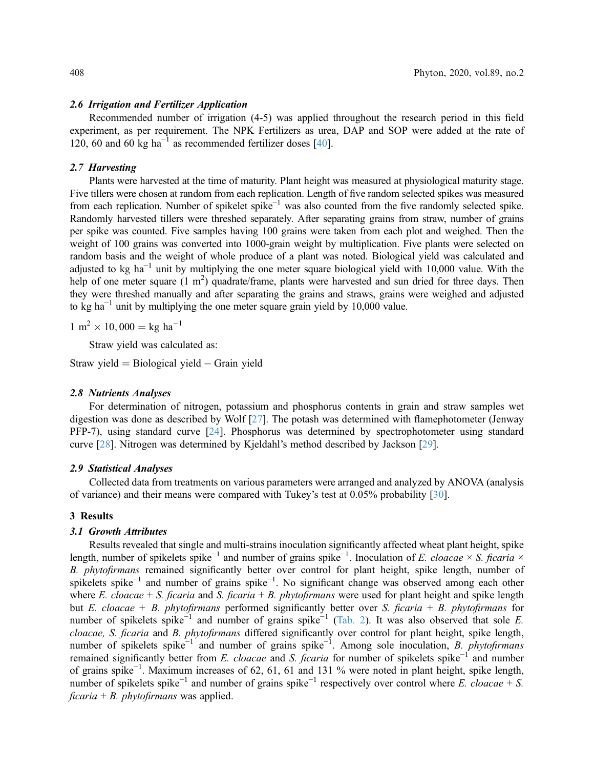### 2.6 Irrigation and Fertilizer Application

Recommended number of irrigation (4-5) was applied throughout the research period in this field experiment, as per requirement. The NPK Fertilizers as urea, DAP and SOP were added at the rate of 120, 60 and 60 kg $ha^{-1}$ as recommended fertilizer doses [40].

### 2.7 Harvesting

Plants were harvested at the time of maturity. Plant height was measured at physiological maturity stage. Five tillers were chosen at random from each replication. Length of five random selected spikes was measured from each replication. Number of spikelet $spike^{-1}$ was also counted from the five randomly selected spike. Randomly harvested tillers were threshed separately. After separating grains from straw, number of grains per spike was counted. Five samples having 100 grains were taken from each plot and weighed. Then the weight of 100 grains was converted into 1000-grain weight by multiplication. Five plants were selected on random basis and the weight of whole produce of a plant was noted. Biological yield was calculated and adjusted to kg $ha^{-1}$ unit by multiplying the one meter square biological yield with 10,000 value. With the help of one meter square (1 $m^2$) quadrate/frame, plants were harvested and sun dried for three days. Then they were threshed manually and after separating the grains and straws, grains were weighed and adjusted to kg $ha^{-1}$ unit by multiplying the one meter square grain yield by 10,000 value.

$$1\ m^2 \times 10,000 = kg\ ha^{-1}$$

Straw yield was calculated as:

$$\text{Straw yield} = \text{Biological yield} - \text{Grain yield}$$

### 2.8 Nutrients Analyses

For determination of nitrogen, potassium and phosphorus contents in grain and straw samples wet digestion was done as described by Wolf [27]. The potash was determined with flamephotometer (Jenway PFP-7), using standard curve [24]. Phosphorus was determined by spectrophotometer using standard curve [28]. Nitrogen was determined by Kjeldahl's method described by Jackson [29].

### 2.9 Statistical Analyses

Collected data from treatments on various parameters were arranged and analyzed by ANOVA (analysis of variance) and their means were compared with Tukey's test at 0.05% probability [30].

## 3 Results

### 3.1 Growth Attributes

Results revealed that single and multi-strains inoculation significantly affected wheat plant height, spike length, number of spikelets $spike^{-1}$ and number of grains $spike^{-1}$. Inoculation of *E. cloacae* × *S. ficaria* × *B. phytofirmans* remained significantly better over control for plant height, spike length, number of spikelets $spike^{-1}$ and number of grains $spike^{-1}$. No significant change was observed among each other where *E. cloacae* + *S. ficaria* and *S. ficaria* + *B. phytofirmans* were used for plant height and spike length but *E. cloacae* + *B. phytofirmans* performed significantly better over *S. ficaria* + *B. phytofirmans* for number of spikelets $spike^{-1}$ and number of grains $spike^{-1}$ (Tab. 2). It was also observed that sole *E. cloacae, S. ficaria* and *B. phytofirmans* differed significantly over control for plant height, spike length, number of spikelets $spike^{-1}$ and number of grains $spike^{-1}$. Among sole inoculation, *B. phytofirmans* remained significantly better from *E. cloacae* and *S. ficaria* for number of spikelets $spike^{-1}$ and number of grains $spike^{-1}$. Maximum increases of 62, 61, 61 and 131 % were noted in plant height, spike length, number of spikelets $spike^{-1}$ and number of grains $spike^{-1}$ respectively over control where *E. cloacae* + *S. ficaria* + *B. phytofirmans* was applied.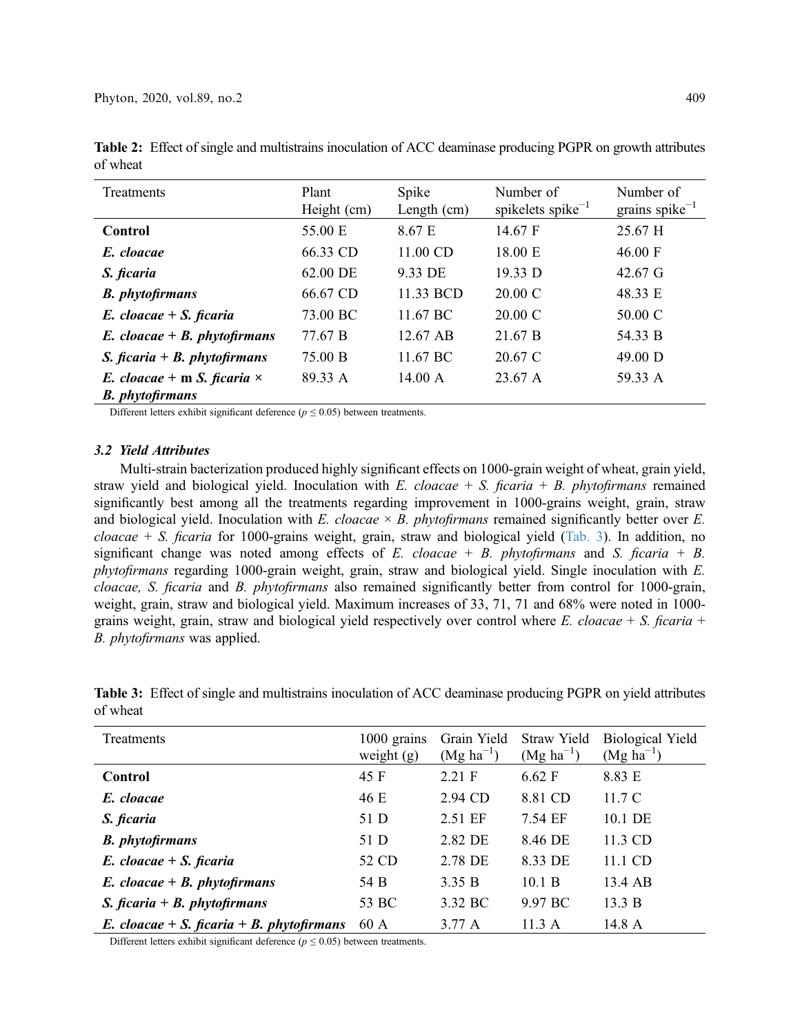**Table 2:** Effect of single and multistrains inoculation of ACC deaminase producing PGPR on growth attributes of wheat

| Treatments | Plant Height (cm) | Spike Length (cm) | Number of spikelets spike$^{-1}$ | Number of grains spike$^{-1}$ |
|---|---|---|---|---|
| **Control** | 55.00 E | 8.67 E | 14.67 F | 25.67 H |
| ***E. cloacae*** | 66.33 CD | 11.00 CD | 18.00 E | 46.00 F |
| ***S. ficaria*** | 62.00 DE | 9.33 DE | 19.33 D | 42.67 G |
| ***B. phytofirmans*** | 66.67 CD | 11.33 BCD | 20.00 C | 48.33 E |
| ***E. cloacae + S. ficaria*** | 73.00 BC | 11.67 BC | 20.00 C | 50.00 C |
| ***E. cloacae + B. phytofirmans*** | 77.67 B | 12.67 AB | 21.67 B | 54.33 B |
| ***S. ficaria + B. phytofirmans*** | 75.00 B | 11.67 BC | 20.67 C | 49.00 D |
| ***E. cloacae* + m *S. ficaria* × *B. phytofirmans*** | 89.33 A | 14.00 A | 23.67 A | 59.33 A |

Different letters exhibit significant deference ($p \leq 0.05$) between treatments.

### *3.2 Yield Attributes*

Multi-strain bacterization produced highly significant effects on 1000-grain weight of wheat, grain yield, straw yield and biological yield. Inoculation with *E. cloacae* + *S. ficaria* + *B. phytofirmans* remained significantly best among all the treatments regarding improvement in 1000-grains weight, grain, straw and biological yield. Inoculation with *E. cloacae* × *B. phytofirmans* remained significantly better over *E. cloacae* + *S. ficaria* for 1000-grains weight, grain, straw and biological yield (Tab. 3). In addition, no significant change was noted among effects of *E. cloacae* + *B. phytofirmans* and *S. ficaria* + *B. phytofirmans* regarding 1000-grain weight, grain, straw and biological yield. Single inoculation with *E. cloacae, S. ficaria* and *B. phytofirmans* also remained significantly better from control for 1000-grain, weight, grain, straw and biological yield. Maximum increases of 33, 71, 71 and 68% were noted in 1000-grains weight, grain, straw and biological yield respectively over control where *E. cloacae* + *S. ficaria* + *B. phytofirmans* was applied.

**Table 3:** Effect of single and multistrains inoculation of ACC deaminase producing PGPR on yield attributes of wheat

| Treatments | 1000 grains weight (g) | Grain Yield (Mg ha$^{-1}$) | Straw Yield (Mg ha$^{-1}$) | Biological Yield (Mg ha$^{-1}$) |
|---|---|---|---|---|
| **Control** | 45 F | 2.21 F | 6.62 F | 8.83 E |
| ***E. cloacae*** | 46 E | 2.94 CD | 8.81 CD | 11.7 C |
| ***S. ficaria*** | 51 D | 2.51 EF | 7.54 EF | 10.1 DE |
| ***B. phytofirmans*** | 51 D | 2.82 DE | 8.46 DE | 11.3 CD |
| ***E. cloacae + S. ficaria*** | 52 CD | 2.78 DE | 8.33 DE | 11.1 CD |
| ***E. cloacae + B. phytofirmans*** | 54 B | 3.35 B | 10.1 B | 13.4 AB |
| ***S. ficaria + B. phytofirmans*** | 53 BC | 3.32 BC | 9.97 BC | 13.3 B |
| ***E. cloacae + S. ficaria + B. phytofirmans*** | 60 A | 3.77 A | 11.3 A | 14.8 A |

Different letters exhibit significant deference ($p \leq 0.05$) between treatments.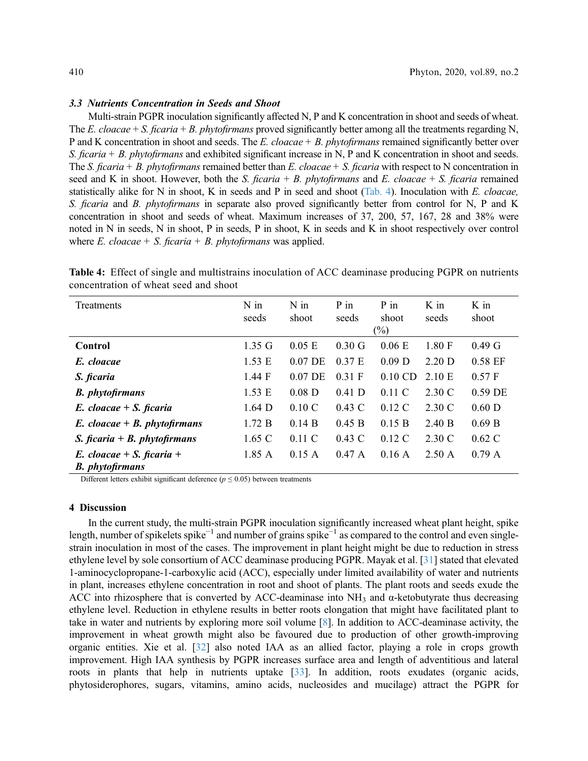### 3.3 Nutrients Concentration in Seeds and Shoot

Multi-strain PGPR inoculation significantly affected N, P and K concentration in shoot and seeds of wheat. The *E. cloacae* + *S. ficaria* + *B. phytofirmans* proved significantly better among all the treatments regarding N, P and K concentration in shoot and seeds. The *E. cloacae* + *B. phytofirmans* remained significantly better over *S. ficaria* + *B. phytofirmans* and exhibited significant increase in N, P and K concentration in shoot and seeds. The *S. ficaria* + *B. phytofirmans* remained better than *E. cloacae* + *S. ficaria* with respect to N concentration in seed and K in shoot. However, both the *S. ficaria* + *B. phytofirmans* and *E. cloacae* + *S. ficaria* remained statistically alike for N in shoot, K in seeds and P in seed and shoot (Tab. 4). Inoculation with *E. cloacae, S. ficaria* and *B. phytofirmans* in separate also proved significantly better from control for N, P and K concentration in shoot and seeds of wheat. Maximum increases of 37, 200, 57, 167, 28 and 38% were noted in N in seeds, N in shoot, P in seeds, P in shoot, K in seeds and K in shoot respectively over control where *E. cloacae* + *S. ficaria* + *B. phytofirmans* was applied.

**Table 4:** Effect of single and multistrains inoculation of ACC deaminase producing PGPR on nutrients concentration of wheat seed and shoot

| Treatments | N in seeds | N in shoot | P in seeds | P in shoot (%) | K in seeds | K in shoot |
|---|---|---|---|---|---|---|
| **Control** | 1.35 G | 0.05 E | 0.30 G | 0.06 E | 1.80 F | 0.49 G |
| ***E. cloacae*** | 1.53 E | 0.07 DE | 0.37 E | 0.09 D | 2.20 D | 0.58 EF |
| ***S. ficaria*** | 1.44 F | 0.07 DE | 0.31 F | 0.10 CD | 2.10 E | 0.57 F |
| ***B. phytofirmans*** | 1.53 E | 0.08 D | 0.41 D | 0.11 C | 2.30 C | 0.59 DE |
| ***E. cloacae* + *S. ficaria*** | 1.64 D | 0.10 C | 0.43 C | 0.12 C | 2.30 C | 0.60 D |
| ***E. cloacae* + *B. phytofirmans*** | 1.72 B | 0.14 B | 0.45 B | 0.15 B | 2.40 B | 0.69 B |
| ***S. ficaria* + *B. phytofirmans*** | 1.65 C | 0.11 C | 0.43 C | 0.12 C | 2.30 C | 0.62 C |
| ***E. cloacae* + *S. ficaria* + *B. phytofirmans*** | 1.85 A | 0.15 A | 0.47 A | 0.16 A | 2.50 A | 0.79 A |

Different letters exhibit significant deference ($p \leq 0.05$) between treatments

## 4 Discussion

In the current study, the multi-strain PGPR inoculation significantly increased wheat plant height, spike length, number of spikelets spike$^{-1}$ and number of grains spike$^{-1}$ as compared to the control and even single-strain inoculation in most of the cases. The improvement in plant height might be due to reduction in stress ethylene level by sole consortium of ACC deaminase producing PGPR. Mayak et al. [31] stated that elevated 1-aminocyclopropane-1-carboxylic acid (ACC), especially under limited availability of water and nutrients in plant, increases ethylene concentration in root and shoot of plants. The plant roots and seeds exude the ACC into rhizosphere that is converted by ACC-deaminase into $NH_3$ and α-ketobutyrate thus decreasing ethylene level. Reduction in ethylene results in better roots elongation that might have facilitated plant to take in water and nutrients by exploring more soil volume [8]. In addition to ACC-deaminase activity, the improvement in wheat growth might also be favoured due to production of other growth-improving organic entities. Xie et al. [32] also noted IAA as an allied factor, playing a role in crops growth improvement. High IAA synthesis by PGPR increases surface area and length of adventitious and lateral roots in plants that help in nutrients uptake [33]. In addition, roots exudates (organic acids, phytosiderophores, sugars, vitamins, amino acids, nucleosides and mucilage) attract the PGPR for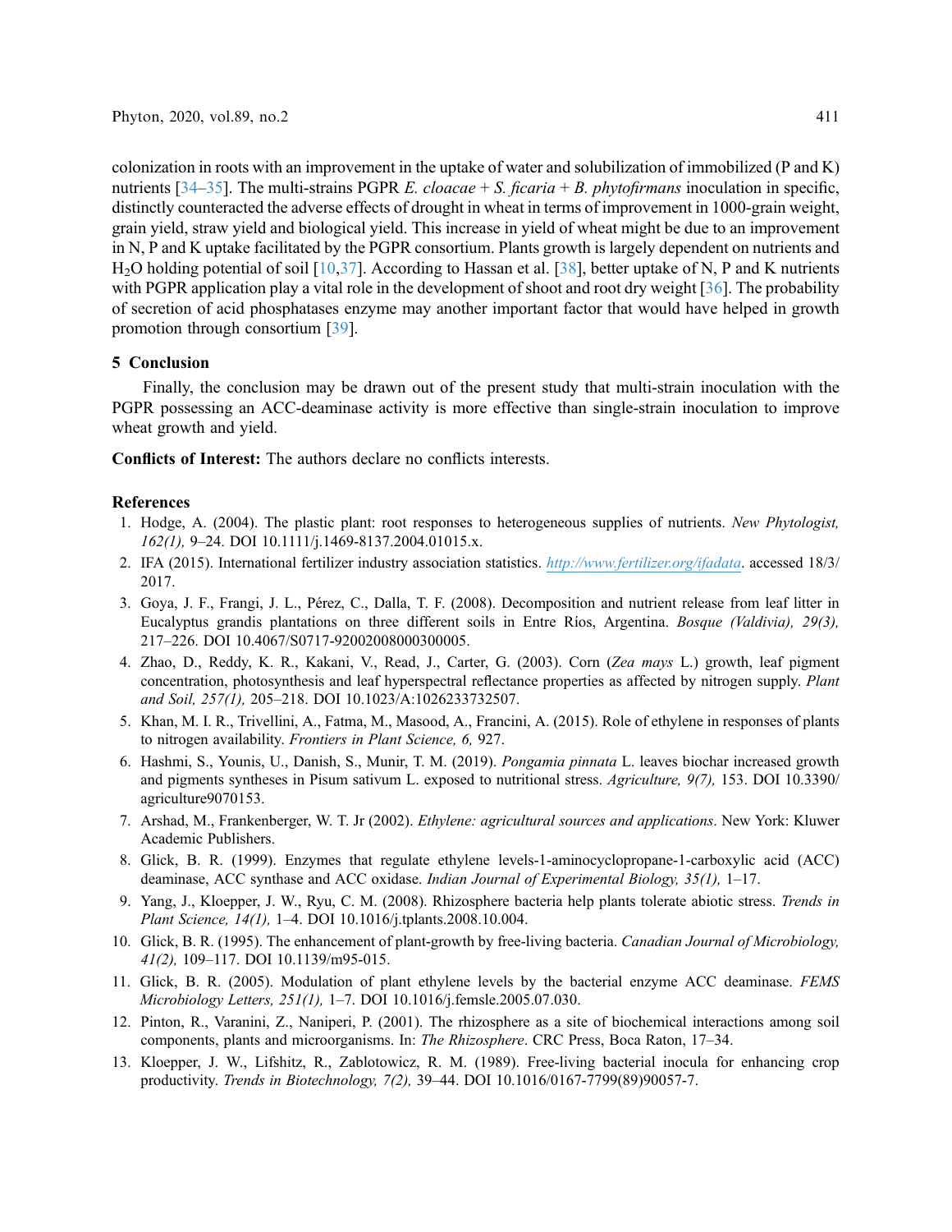colonization in roots with an improvement in the uptake of water and solubilization of immobilized (P and K) nutrients [34–35]. The multi-strains PGPR *E. cloacae* + *S. ficaria* + *B. phytofirmans* inoculation in specific, distinctly counteracted the adverse effects of drought in wheat in terms of improvement in 1000-grain weight, grain yield, straw yield and biological yield. This increase in yield of wheat might be due to an improvement in N, P and K uptake facilitated by the PGPR consortium. Plants growth is largely dependent on nutrients and $H_2O$ holding potential of soil [10,37]. According to Hassan et al. [38], better uptake of N, P and K nutrients with PGPR application play a vital role in the development of shoot and root dry weight [36]. The probability of secretion of acid phosphatases enzyme may another important factor that would have helped in growth promotion through consortium [39].

## 5 Conclusion

Finally, the conclusion may be drawn out of the present study that multi-strain inoculation with the PGPR possessing an ACC-deaminase activity is more effective than single-strain inoculation to improve wheat growth and yield.

**Conflicts of Interest:** The authors declare no conflicts interests.

## References

1. Hodge, A. (2004). The plastic plant: root responses to heterogeneous supplies of nutrients. *New Phytologist, 162(1),* 9–24. DOI 10.1111/j.1469-8137.2004.01015.x.
2. IFA (2015). International fertilizer industry association statistics. http://www.fertilizer.org/ifadata. accessed 18/3/2017.
3. Goya, J. F., Frangi, J. L., Pérez, C., Dalla, T. F. (2008). Decomposition and nutrient release from leaf litter in Eucalyptus grandis plantations on three different soils in Entre Ríos, Argentina. *Bosque (Valdivia), 29(3),* 217–226. DOI 10.4067/S0717-92002008000300005.
4. Zhao, D., Reddy, K. R., Kakani, V., Read, J., Carter, G. (2003). Corn (*Zea mays* L.) growth, leaf pigment concentration, photosynthesis and leaf hyperspectral reflectance properties as affected by nitrogen supply. *Plant and Soil, 257(1),* 205–218. DOI 10.1023/A:1026233732507.
5. Khan, M. I. R., Trivellini, A., Fatma, M., Masood, A., Francini, A. (2015). Role of ethylene in responses of plants to nitrogen availability. *Frontiers in Plant Science, 6,* 927.
6. Hashmi, S., Younis, U., Danish, S., Munir, T. M. (2019). *Pongamia pinnata* L. leaves biochar increased growth and pigments syntheses in Pisum sativum L. exposed to nutritional stress. *Agriculture, 9(7),* 153. DOI 10.3390/agriculture9070153.
7. Arshad, M., Frankenberger, W. T. Jr (2002). *Ethylene: agricultural sources and applications*. New York: Kluwer Academic Publishers.
8. Glick, B. R. (1999). Enzymes that regulate ethylene levels-1-aminocyclopropane-1-carboxylic acid (ACC) deaminase, ACC synthase and ACC oxidase. *Indian Journal of Experimental Biology, 35(1),* 1–17.
9. Yang, J., Kloepper, J. W., Ryu, C. M. (2008). Rhizosphere bacteria help plants tolerate abiotic stress. *Trends in Plant Science, 14(1),* 1–4. DOI 10.1016/j.tplants.2008.10.004.
10. Glick, B. R. (1995). The enhancement of plant-growth by free-living bacteria. *Canadian Journal of Microbiology, 41(2),* 109–117. DOI 10.1139/m95-015.
11. Glick, B. R. (2005). Modulation of plant ethylene levels by the bacterial enzyme ACC deaminase. *FEMS Microbiology Letters, 251(1),* 1–7. DOI 10.1016/j.femsle.2005.07.030.
12. Pinton, R., Varanini, Z., Naniperi, P. (2001). The rhizosphere as a site of biochemical interactions among soil components, plants and microorganisms. In: *The Rhizosphere*. CRC Press, Boca Raton, 17–34.
13. Kloepper, J. W., Lifshitz, R., Zablotowicz, R. M. (1989). Free-living bacterial inocula for enhancing crop productivity. *Trends in Biotechnology, 7(2),* 39–44. DOI 10.1016/0167-7799(89)90057-7.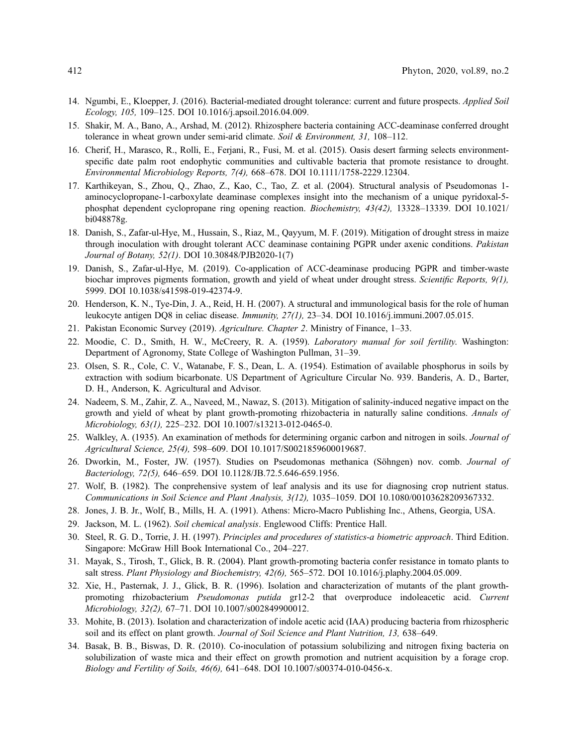14. Ngumbi, E., Kloepper, J. (2016). Bacterial-mediated drought tolerance: current and future prospects. *Applied Soil Ecology, 105,* 109–125. DOI 10.1016/j.apsoil.2016.04.009.
15. Shakir, M. A., Bano, A., Arshad, M. (2012). Rhizosphere bacteria containing ACC-deaminase conferred drought tolerance in wheat grown under semi-arid climate. *Soil & Environment, 31,* 108–112.
16. Cherif, H., Marasco, R., Rolli, E., Ferjani, R., Fusi, M. et al. (2015). Oasis desert farming selects environment-specific date palm root endophytic communities and cultivable bacteria that promote resistance to drought. *Environmental Microbiology Reports, 7(4),* 668–678. DOI 10.1111/1758-2229.12304.
17. Karthikeyan, S., Zhou, Q., Zhao, Z., Kao, C., Tao, Z. et al. (2004). Structural analysis of Pseudomonas 1-aminocyclopropane-1-carboxylate deaminase complexes insight into the mechanism of a unique pyridoxal-5-phosphat dependent cyclopropane ring opening reaction. *Biochemistry, 43(42),* 13328–13339. DOI 10.1021/bi048878g.
18. Danish, S., Zafar-ul-Hye, M., Hussain, S., Riaz, M., Qayyum, M. F. (2019). Mitigation of drought stress in maize through inoculation with drought tolerant ACC deaminase containing PGPR under axenic conditions. *Pakistan Journal of Botany, 52(1)*. DOI 10.30848/PJB2020-1(7)
19. Danish, S., Zafar-ul-Hye, M. (2019). Co-application of ACC-deaminase producing PGPR and timber-waste biochar improves pigments formation, growth and yield of wheat under drought stress. *Scientific Reports, 9(1),* 5999. DOI 10.1038/s41598-019-42374-9.
20. Henderson, K. N., Tye-Din, J. A., Reid, H. H. (2007). A structural and immunological basis for the role of human leukocyte antigen DQ8 in celiac disease. *Immunity, 27(1),* 23–34. DOI 10.1016/j.immuni.2007.05.015.
21. Pakistan Economic Survey (2019). *Agriculture. Chapter 2*. Ministry of Finance, 1–33.
22. Moodie, C. D., Smith, H. W., McCreery, R. A. (1959). *Laboratory manual for soil fertility*. Washington: Department of Agronomy, State College of Washington Pullman, 31–39.
23. Olsen, S. R., Cole, C. V., Watanabe, F. S., Dean, L. A. (1954). Estimation of available phosphorus in soils by extraction with sodium bicarbonate. US Department of Agriculture Circular No. 939. Banderis, A. D., Barter, D. H., Anderson, K. Agricultural and Advisor.
24. Nadeem, S. M., Zahir, Z. A., Naveed, M., Nawaz, S. (2013). Mitigation of salinity-induced negative impact on the growth and yield of wheat by plant growth-promoting rhizobacteria in naturally saline conditions. *Annals of Microbiology, 63(1),* 225–232. DOI 10.1007/s13213-012-0465-0.
25. Walkley, A. (1935). An examination of methods for determining organic carbon and nitrogen in soils. *Journal of Agricultural Science, 25(4),* 598–609. DOI 10.1017/S0021859600019687.
26. Dworkin, M., Foster, JW. (1957). Studies on Pseudomonas methanica (Söhngen) nov. comb. *Journal of Bacteriology, 72(5),* 646–659. DOI 10.1128/JB.72.5.646-659.1956.
27. Wolf, B. (1982). The conprehensive system of leaf analysis and its use for diagnosing crop nutrient status. *Communications in Soil Science and Plant Analysis, 3(12),* 1035–1059. DOI 10.1080/00103628209367332.
28. Jones, J. B. Jr., Wolf, B., Mills, H. A. (1991). Athens: Micro-Macro Publishing Inc., Athens, Georgia, USA.
29. Jackson, M. L. (1962). *Soil chemical analysis*. Englewood Cliffs: Prentice Hall.
30. Steel, R. G. D., Torrie, J. H. (1997). *Principles and procedures of statistics-a biometric approach*. Third Edition. Singapore: McGraw Hill Book International Co., 204–227.
31. Mayak, S., Tirosh, T., Glick, B. R. (2004). Plant growth-promoting bacteria confer resistance in tomato plants to salt stress. *Plant Physiology and Biochemistry, 42(6),* 565–572. DOI 10.1016/j.plaphy.2004.05.009.
32. Xie, H., Pasternak, J. J., Glick, B. R. (1996). Isolation and characterization of mutants of the plant growth-promoting rhizobacterium *Pseudomonas putida* gr12-2 that overproduce indoleacetic acid. *Current Microbiology, 32(2),* 67–71. DOI 10.1007/s002849900012.
33. Mohite, B. (2013). Isolation and characterization of indole acetic acid (IAA) producing bacteria from rhizospheric soil and its effect on plant growth. *Journal of Soil Science and Plant Nutrition, 13,* 638–649.
34. Basak, B. B., Biswas, D. R. (2010). Co-inoculation of potassium solubilizing and nitrogen fixing bacteria on solubilization of waste mica and their effect on growth promotion and nutrient acquisition by a forage crop. *Biology and Fertility of Soils, 46(6),* 641–648. DOI 10.1007/s00374-010-0456-x.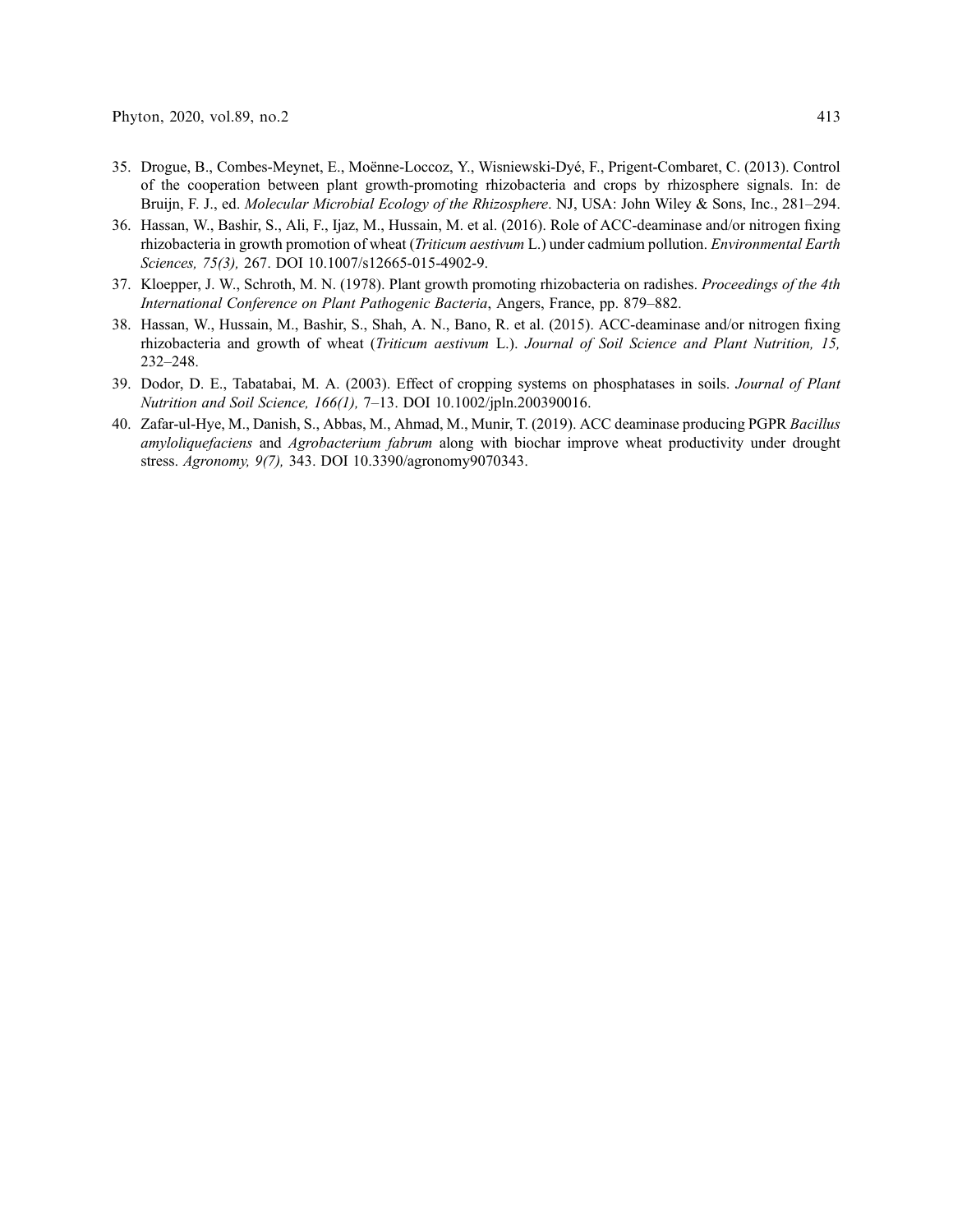35. Drogue, B., Combes-Meynet, E., Moënne-Loccoz, Y., Wisniewski-Dyé, F., Prigent-Combaret, C. (2013). Control of the cooperation between plant growth-promoting rhizobacteria and crops by rhizosphere signals. In: de Bruijn, F. J., ed. *Molecular Microbial Ecology of the Rhizosphere*. NJ, USA: John Wiley & Sons, Inc., 281–294.
36. Hassan, W., Bashir, S., Ali, F., Ijaz, M., Hussain, M. et al. (2016). Role of ACC-deaminase and/or nitrogen fixing rhizobacteria in growth promotion of wheat (*Triticum aestivum* L.) under cadmium pollution. *Environmental Earth Sciences, 75(3),* 267. DOI 10.1007/s12665-015-4902-9.
37. Kloepper, J. W., Schroth, M. N. (1978). Plant growth promoting rhizobacteria on radishes. *Proceedings of the 4th International Conference on Plant Pathogenic Bacteria*, Angers, France, pp. 879–882.
38. Hassan, W., Hussain, M., Bashir, S., Shah, A. N., Bano, R. et al. (2015). ACC-deaminase and/or nitrogen fixing rhizobacteria and growth of wheat (*Triticum aestivum* L.). *Journal of Soil Science and Plant Nutrition, 15,* 232–248.
39. Dodor, D. E., Tabatabai, M. A. (2003). Effect of cropping systems on phosphatases in soils. *Journal of Plant Nutrition and Soil Science, 166(1),* 7–13. DOI 10.1002/jpln.200390016.
40. Zafar-ul-Hye, M., Danish, S., Abbas, M., Ahmad, M., Munir, T. (2019). ACC deaminase producing PGPR *Bacillus amyloliquefaciens* and *Agrobacterium fabrum* along with biochar improve wheat productivity under drought stress. *Agronomy, 9(7),* 343. DOI 10.3390/agronomy9070343.